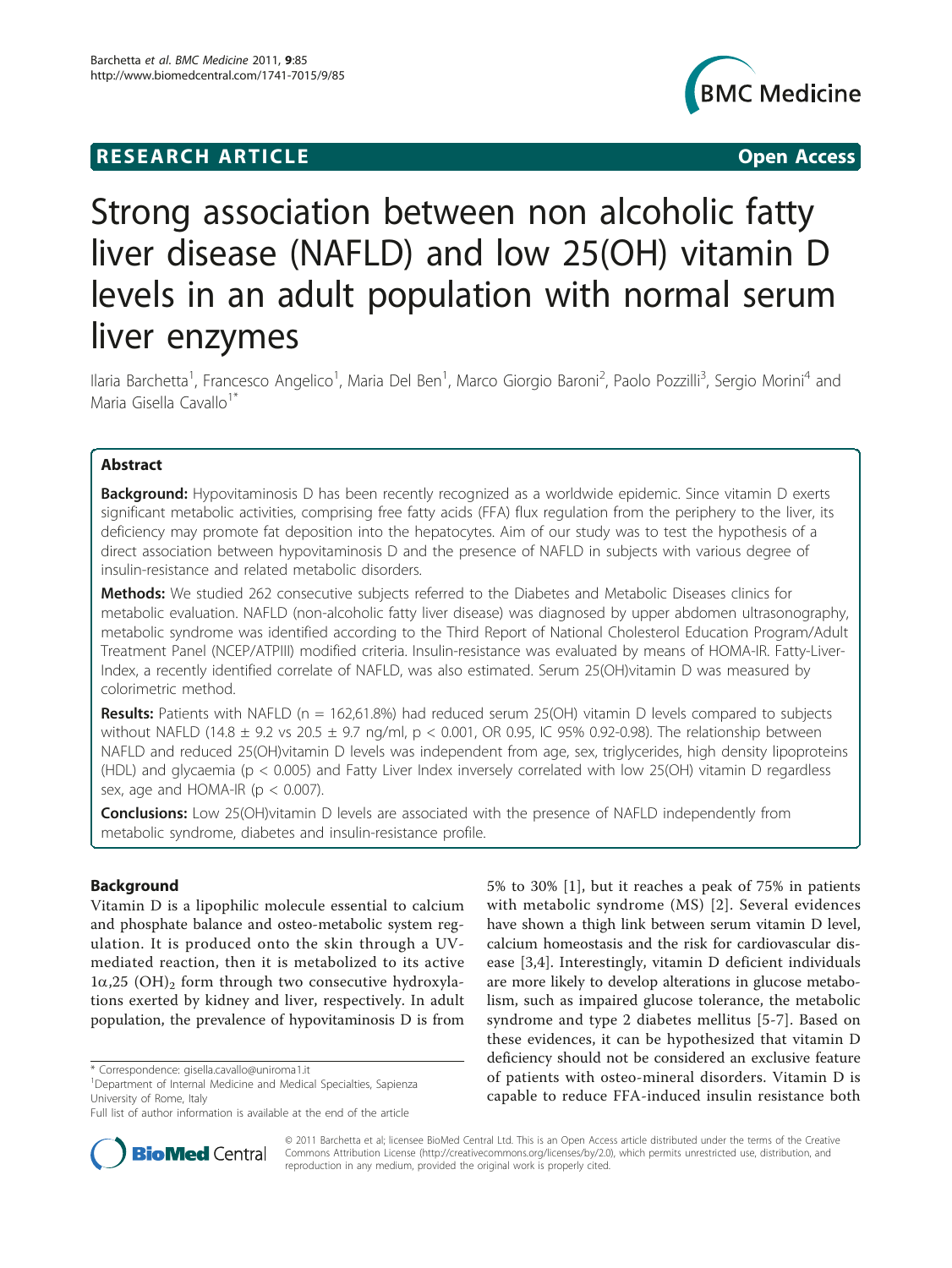RESEARCH ARTICLE Open Access

# Strong association between non alcoholic fatty liver disease (NAFLD) and low 25(OH) vitamin D levels in an adult population with normal serum liver enzymes

Ilaria Barchetta[1], Francesco Angelico[1], Maria Del Ben[1], Marco Giorgio Baroni[2], Paolo Pozzilli[3], Sergio Morini[4] and Maria Gisella Cavallo[1*]

## Abstract

**Background:** Hypovitaminosis D has been recently recognized as a worldwide epidemic. Since vitamin D exerts significant metabolic activities, comprising free fatty acids (FFA) flux regulation from the periphery to the liver, its deficiency may promote fat deposition into the hepatocytes. Aim of our study was to test the hypothesis of a direct association between hypovitaminosis D and the presence of NAFLD in subjects with various degree of insulin-resistance and related metabolic disorders.

**Methods:** We studied 262 consecutive subjects referred to the Diabetes and Metabolic Diseases clinics for metabolic evaluation. NAFLD (non-alcoholic fatty liver disease) was diagnosed by upper abdomen ultrasonography, metabolic syndrome was identified according to the Third Report of National Cholesterol Education Program/Adult Treatment Panel (NCEP/ATPIII) modified criteria. Insulin-resistance was evaluated by means of HOMA-IR. Fatty-Liver-Index, a recently identified correlate of NAFLD, was also estimated. Serum 25(OH)vitamin D was measured by colorimetric method.

**Results:** Patients with NAFLD (n = 162,61.8%) had reduced serum 25(OH) vitamin D levels compared to subjects without NAFLD (14.8 ± 9.2 vs 20.5 ± 9.7 ng/ml, $p < 0.001$, OR 0.95, IC 95% 0.92-0.98). The relationship between NAFLD and reduced 25(OH)vitamin D levels was independent from age, sex, triglycerides, high density lipoproteins (HDL) and glycaemia ($p < 0.005$) and Fatty Liver Index inversely correlated with low 25(OH) vitamin D regardless sex, age and HOMA-IR ($p < 0.007$).

**Conclusions:** Low 25(OH)vitamin D levels are associated with the presence of NAFLD independently from metabolic syndrome, diabetes and insulin-resistance profile.

## Background

Vitamin D is a lipophilic molecule essential to calcium and phosphate balance and osteo-metabolic system regulation. It is produced onto the skin through a UV-mediated reaction, then it is metabolized to its active $1\alpha,25\ (OH)_2$ form through two consecutive hydroxylations exerted by kidney and liver, respectively. In adult population, the prevalence of hypovitaminosis D is from 5% to 30% [1], but it reaches a peak of 75% in patients with metabolic syndrome (MS) [2]. Several evidences have shown a thigh link between serum vitamin D level, calcium homeostasis and the risk for cardiovascular disease [3,4]. Interestingly, vitamin D deficient individuals are more likely to develop alterations in glucose metabolism, such as impaired glucose tolerance, the metabolic syndrome and type 2 diabetes mellitus [5-7]. Based on these evidences, it can be hypothesized that vitamin D deficiency should not be considered an exclusive feature of patients with osteo-mineral disorders. Vitamin D is capable to reduce FFA-induced insulin resistance both

\* Correspondence: gisella.cavallo@uniroma1.it
[1]Department of Internal Medicine and Medical Specialties, Sapienza University of Rome, Italy
Full list of author information is available at the end of the article

© 2011 Barchetta et al; licensee BioMed Central Ltd. This is an Open Access article distributed under the terms of the Creative Commons Attribution License (http://creativecommons.org/licenses/by/2.0), which permits unrestricted use, distribution, and reproduction in any medium, provided the original work is properly cited.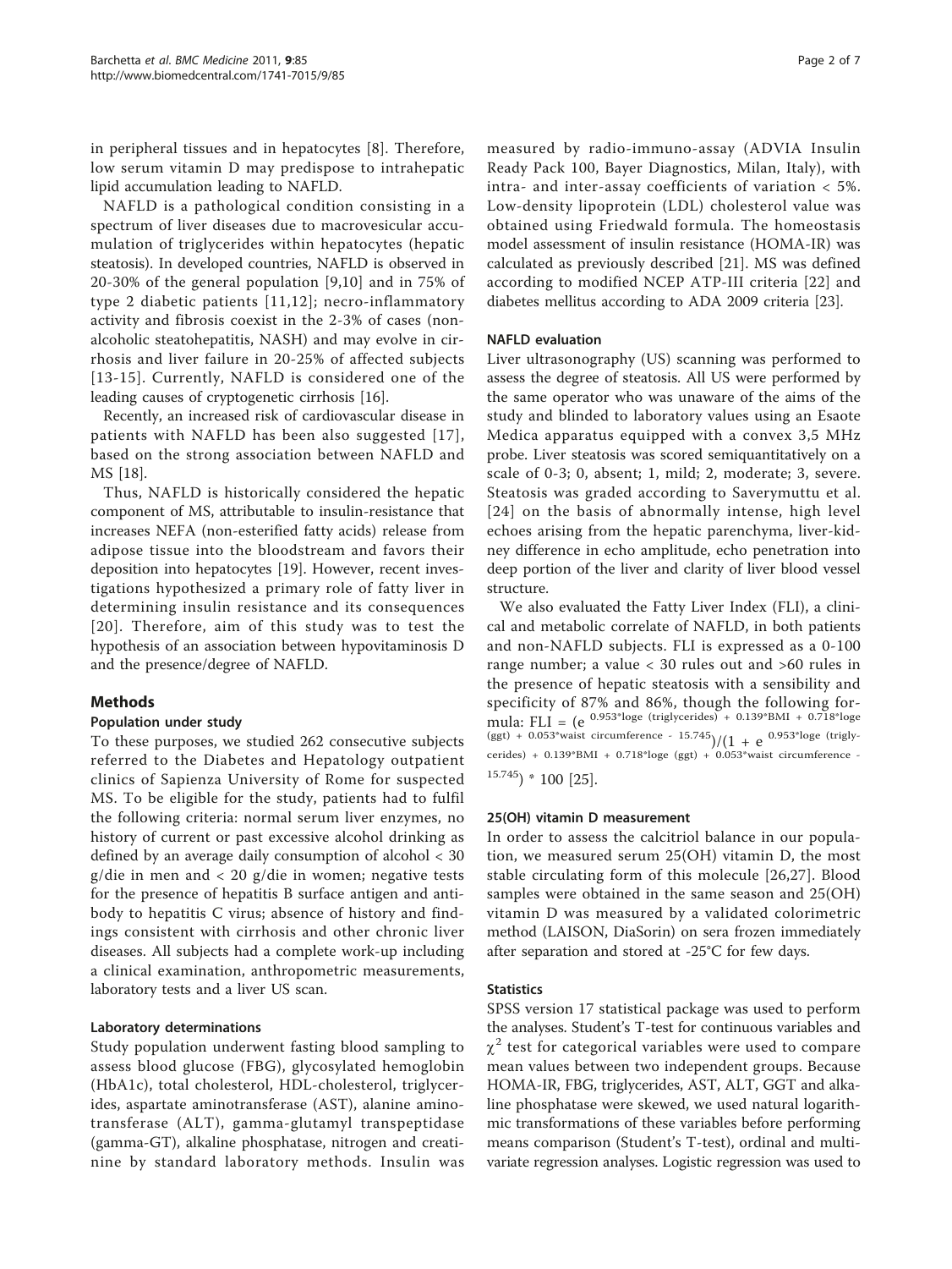in peripheral tissues and in hepatocytes [8]. Therefore, low serum vitamin D may predispose to intrahepatic lipid accumulation leading to NAFLD.

NAFLD is a pathological condition consisting in a spectrum of liver diseases due to macrovesicular accumulation of triglycerides within hepatocytes (hepatic steatosis). In developed countries, NAFLD is observed in 20-30% of the general population [9,10] and in 75% of type 2 diabetic patients [11,12]; necro-inflammatory activity and fibrosis coexist in the 2-3% of cases (non-alcoholic steatohepatitis, NASH) and may evolve in cirrhosis and liver failure in 20-25% of affected subjects [13-15]. Currently, NAFLD is considered one of the leading causes of cryptogenetic cirrhosis [16].

Recently, an increased risk of cardiovascular disease in patients with NAFLD has been also suggested [17], based on the strong association between NAFLD and MS [18].

Thus, NAFLD is historically considered the hepatic component of MS, attributable to insulin-resistance that increases NEFA (non-esterified fatty acids) release from adipose tissue into the bloodstream and favors their deposition into hepatocytes [19]. However, recent investigations hypothesized a primary role of fatty liver in determining insulin resistance and its consequences [20]. Therefore, aim of this study was to test the hypothesis of an association between hypovitaminosis D and the presence/degree of NAFLD.

## Methods

### Population under study

To these purposes, we studied 262 consecutive subjects referred to the Diabetes and Hepatology outpatient clinics of Sapienza University of Rome for suspected MS. To be eligible for the study, patients had to fulfil the following criteria: normal serum liver enzymes, no history of current or past excessive alcohol drinking as defined by an average daily consumption of alcohol < 30 g/die in men and < 20 g/die in women; negative tests for the presence of hepatitis B surface antigen and antibody to hepatitis C virus; absence of history and findings consistent with cirrhosis and other chronic liver diseases. All subjects had a complete work-up including a clinical examination, anthropometric measurements, laboratory tests and a liver US scan.

### Laboratory determinations

Study population underwent fasting blood sampling to assess blood glucose (FBG), glycosylated hemoglobin (HbA1c), total cholesterol, HDL-cholesterol, triglycerides, aspartate aminotransferase (AST), alanine aminotransferase (ALT), gamma-glutamyl transpeptidase (gamma-GT), alkaline phosphatase, nitrogen and creatinine by standard laboratory methods. Insulin was measured by radio-immuno-assay (ADVIA Insulin Ready Pack 100, Bayer Diagnostics, Milan, Italy), with intra- and inter-assay coefficients of variation < 5%. Low-density lipoprotein (LDL) cholesterol value was obtained using Friedwald formula. The homeostasis model assessment of insulin resistance (HOMA-IR) was calculated as previously described [21]. MS was defined according to modified NCEP ATP-III criteria [22] and diabetes mellitus according to ADA 2009 criteria [23].

### NAFLD evaluation

Liver ultrasonography (US) scanning was performed to assess the degree of steatosis. All US were performed by the same operator who was unaware of the aims of the study and blinded to laboratory values using an Esaote Medica apparatus equipped with a convex 3,5 MHz probe. Liver steatosis was scored semiquantitatively on a scale of 0-3; 0, absent; 1, mild; 2, moderate; 3, severe. Steatosis was graded according to Saverymuttu et al. [24] on the basis of abnormally intense, high level echoes arising from the hepatic parenchyma, liver-kidney difference in echo amplitude, echo penetration into deep portion of the liver and clarity of liver blood vessel structure.

We also evaluated the Fatty Liver Index (FLI), a clinical and metabolic correlate of NAFLD, in both patients and non-NAFLD subjects. FLI is expressed as a 0-100 range number; a value < 30 rules out and >60 rules in the presence of hepatic steatosis with a sensibility and specificity of 87% and 86%, though the following formula: $FLI = (e^{0.953*\log_e(\text{triglycerides}) + 0.139*BMI + 0.718*\log_e(\text{ggt}) + 0.053*\text{waist circumference} - 15.745})/(1 + e^{0.953*\log_e(\text{triglycerides}) + 0.139*BMI + 0.718*\log_e(\text{ggt}) + 0.053*\text{waist circumference} - 15.745}) * 100$ [25].

### 25(OH) vitamin D measurement

In order to assess the calcitriol balance in our population, we measured serum 25(OH) vitamin D, the most stable circulating form of this molecule [26,27]. Blood samples were obtained in the same season and 25(OH) vitamin D was measured by a validated colorimetric method (LAISON, DiaSorin) on sera frozen immediately after separation and stored at -25°C for few days.

### Statistics

SPSS version 17 statistical package was used to perform the analyses. Student's T-test for continuous variables and $\chi^2$ test for categorical variables were used to compare mean values between two independent groups. Because HOMA-IR, FBG, triglycerides, AST, ALT, GGT and alkaline phosphatase were skewed, we used natural logarithmic transformations of these variables before performing means comparison (Student's T-test), ordinal and multivariate regression analyses. Logistic regression was used to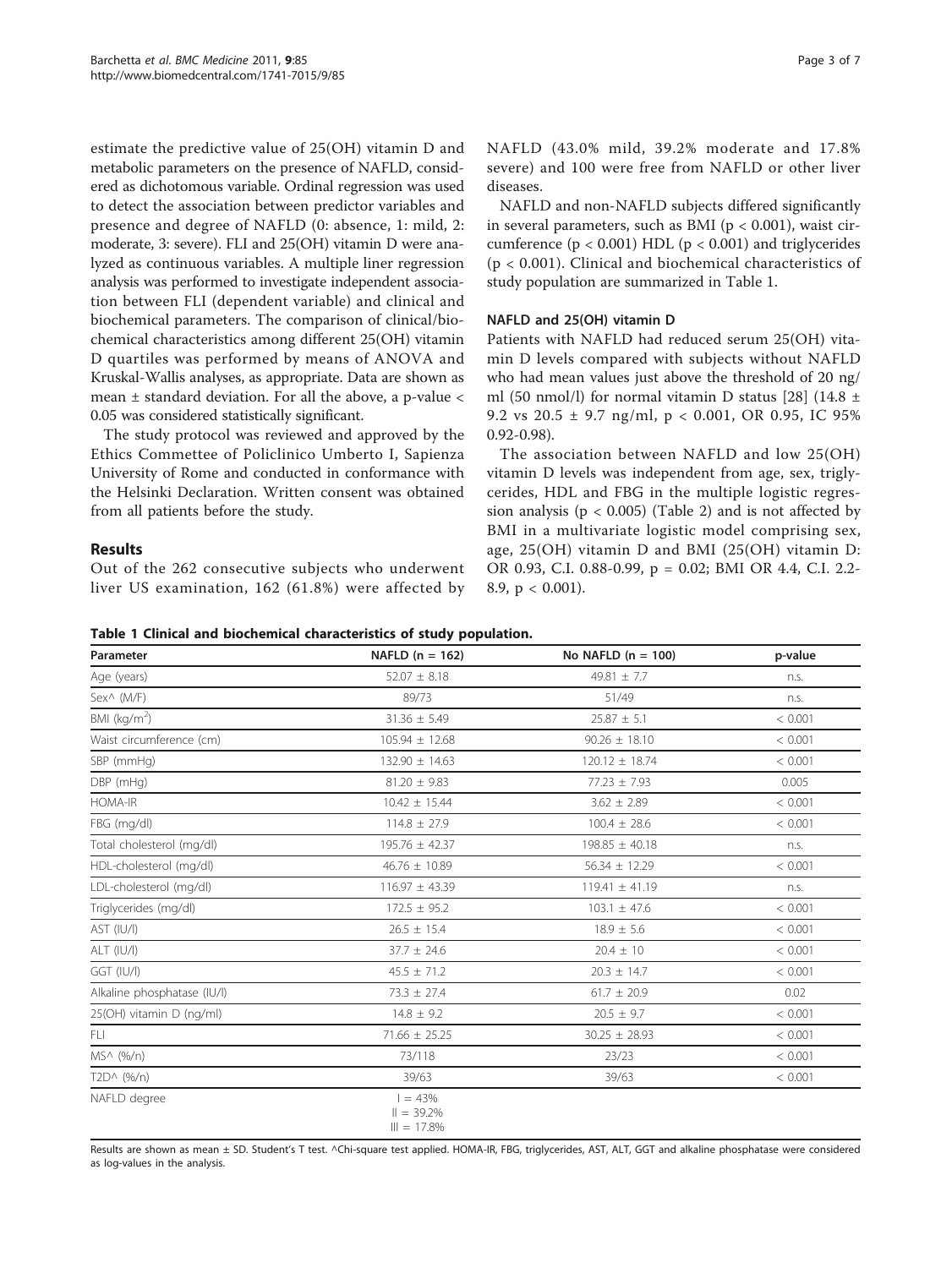estimate the predictive value of 25(OH) vitamin D and metabolic parameters on the presence of NAFLD, considered as dichotomous variable. Ordinal regression was used to detect the association between predictor variables and presence and degree of NAFLD (0: absence, 1: mild, 2: moderate, 3: severe). FLI and 25(OH) vitamin D were analyzed as continuous variables. A multiple liner regression analysis was performed to investigate independent association between FLI (dependent variable) and clinical and biochemical parameters. The comparison of clinical/biochemical characteristics among different 25(OH) vitamin D quartiles was performed by means of ANOVA and Kruskal-Wallis analyses, as appropriate. Data are shown as mean ± standard deviation. For all the above, a p-value < 0.05 was considered statistically significant.

The study protocol was reviewed and approved by the Ethics Commettee of Policlinico Umberto I, Sapienza University of Rome and conducted in conformance with the Helsinki Declaration. Written consent was obtained from all patients before the study.

## Results

Out of the 262 consecutive subjects who underwent liver US examination, 162 (61.8%) were affected by NAFLD (43.0% mild, 39.2% moderate and 17.8% severe) and 100 were free from NAFLD or other liver diseases.

NAFLD and non-NAFLD subjects differed significantly in several parameters, such as BMI ($p < 0.001$), waist circumference ($p < 0.001$) HDL ($p < 0.001$) and triglycerides ($p < 0.001$). Clinical and biochemical characteristics of study population are summarized in Table 1.

### NAFLD and 25(OH) vitamin D

Patients with NAFLD had reduced serum 25(OH) vitamin D levels compared with subjects without NAFLD who had mean values just above the threshold of 20 ng/ml (50 nmol/l) for normal vitamin D status [28] (14.8 ± 9.2 vs 20.5 ± 9.7 ng/ml, $p < 0.001$, OR 0.95, IC 95% 0.92-0.98).

The association between NAFLD and low 25(OH) vitamin D levels was independent from age, sex, triglycerides, HDL and FBG in the multiple logistic regression analysis ($p < 0.005$) (Table 2) and is not affected by BMI in a multivariate logistic model comprising sex, age, 25(OH) vitamin D and BMI (25(OH) vitamin D: OR 0.93, C.I. 0.88-0.99, $p = 0.02$; BMI OR 4.4, C.I. 2.2-8.9, $p < 0.001$).

**Table 1 Clinical and biochemical characteristics of study population.**

| Parameter | NAFLD (n = 162) | No NAFLD (n = 100) | p-value |
|---|---|---|---|
| Age (years) | 52.07 ± 8.18 | 49.81 ± 7.7 | n.s. |
| Sex^ (M/F) | 89/73 | 51/49 | n.s. |
| BMI (kg/m$^2$) | 31.36 ± 5.49 | 25.87 ± 5.1 | < 0.001 |
| Waist circumference (cm) | 105.94 ± 12.68 | 90.26 ± 18.10 | < 0.001 |
| SBP (mmHg) | 132.90 ± 14.63 | 120.12 ± 18.74 | < 0.001 |
| DBP (mHg) | 81.20 ± 9.83 | 77.23 ± 7.93 | 0.005 |
| HOMA-IR | 10.42 ± 15.44 | 3.62 ± 2.89 | < 0.001 |
| FBG (mg/dl) | 114.8 ± 27.9 | 100.4 ± 28.6 | < 0.001 |
| Total cholesterol (mg/dl) | 195.76 ± 42.37 | 198.85 ± 40.18 | n.s. |
| HDL-cholesterol (mg/dl) | 46.76 ± 10.89 | 56.34 ± 12.29 | < 0.001 |
| LDL-cholesterol (mg/dl) | 116.97 ± 43.39 | 119.41 ± 41.19 | n.s. |
| Triglycerides (mg/dl) | 172.5 ± 95.2 | 103.1 ± 47.6 | < 0.001 |
| AST (IU/l) | 26.5 ± 15.4 | 18.9 ± 5.6 | < 0.001 |
| ALT (IU/l) | 37.7 ± 24.6 | 20.4 ± 10 | < 0.001 |
| GGT (IU/l) | 45.5 ± 71.2 | 20.3 ± 14.7 | < 0.001 |
| Alkaline phosphatase (IU/l) | 73.3 ± 27.4 | 61.7 ± 20.9 | 0.02 |
| 25(OH) vitamin D (ng/ml) | 14.8 ± 9.2 | 20.5 ± 9.7 | < 0.001 |
| FLI | 71.66 ± 25.25 | 30.25 ± 28.93 | < 0.001 |
| MS^ (%/n) | 73/118 | 23/23 | < 0.001 |
| T2D^ (%/n) | 39/63 | 39/63 | < 0.001 |
| NAFLD degree | I = 43%<br>II = 39.2%<br>III = 17.8% | | |

Results are shown as mean ± SD. Student's T test. ^Chi-square test applied. HOMA-IR, FBG, triglycerides, AST, ALT, GGT and alkaline phosphatase were considered as log-values in the analysis.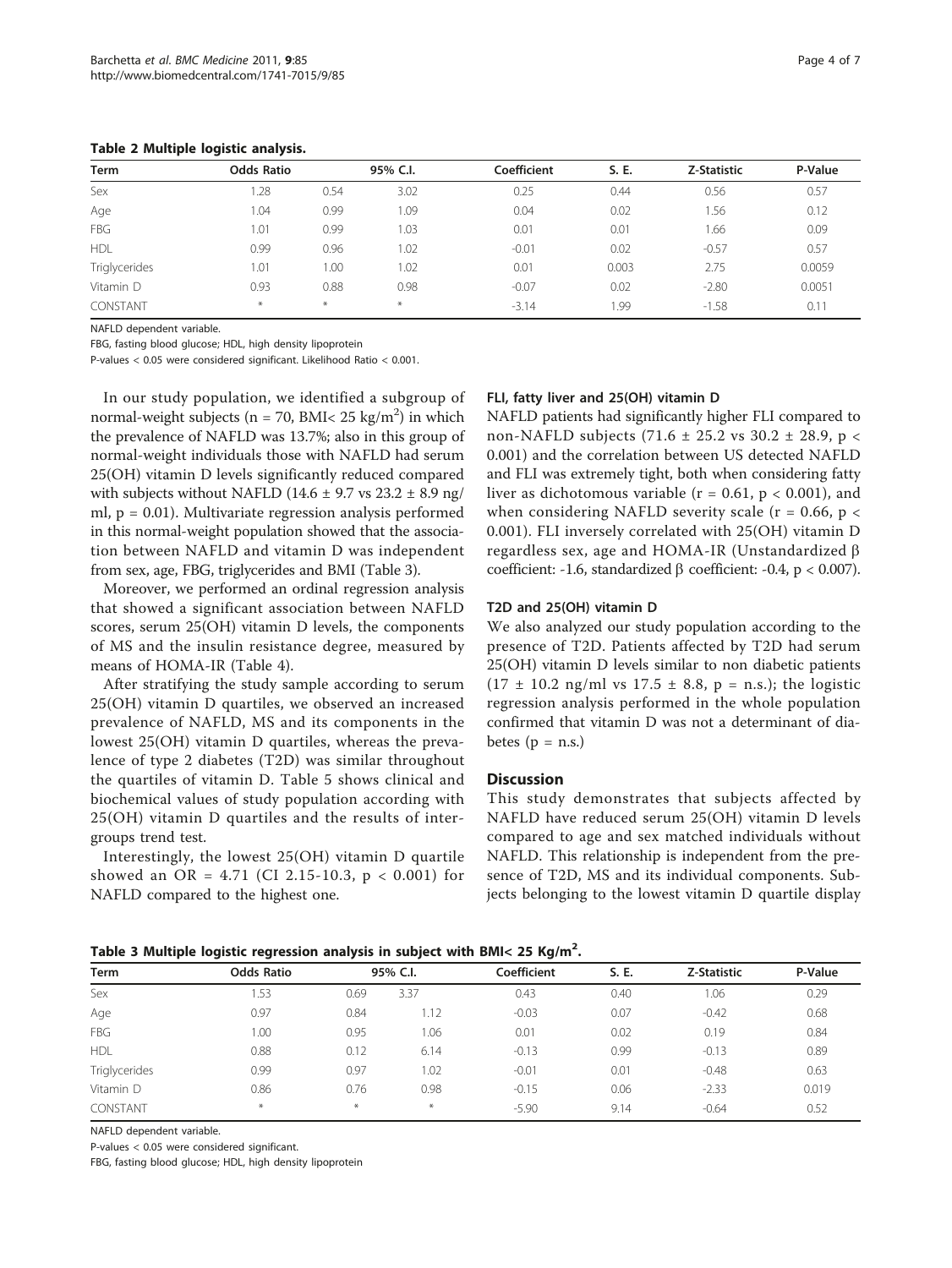**Table 2 Multiple logistic analysis.**

| Term | Odds Ratio | 95% C.I. | | Coefficient | S. E. | Z-Statistic | P-Value |
|---|---|---|---|---|---|---|---|
| Sex | 1.28 | 0.54 | 3.02 | 0.25 | 0.44 | 0.56 | 0.57 |
| Age | 1.04 | 0.99 | 1.09 | 0.04 | 0.02 | 1.56 | 0.12 |
| FBG | 1.01 | 0.99 | 1.03 | 0.01 | 0.01 | 1.66 | 0.09 |
| HDL | 0.99 | 0.96 | 1.02 | -0.01 | 0.02 | -0.57 | 0.57 |
| Triglycerides | 1.01 | 1.00 | 1.02 | 0.01 | 0.003 | 2.75 | 0.0059 |
| Vitamin D | 0.93 | 0.88 | 0.98 | -0.07 | 0.02 | -2.80 | 0.0051 |
| CONSTANT | * | * | * | -3.14 | 1.99 | -1.58 | 0.11 |

NAFLD dependent variable.

FBG, fasting blood glucose; HDL, high density lipoprotein

P-values < 0.05 were considered significant. Likelihood Ratio < 0.001.

In our study population, we identified a subgroup of normal-weight subjects (n = 70, BMI< 25 kg/m$^2$) in which the prevalence of NAFLD was 13.7%; also in this group of normal-weight individuals those with NAFLD had serum 25(OH) vitamin D levels significantly reduced compared with subjects without NAFLD (14.6 ± 9.7 vs 23.2 ± 8.9 ng/ml, $p = 0.01$). Multivariate regression analysis performed in this normal-weight population showed that the association between NAFLD and vitamin D was independent from sex, age, FBG, triglycerides and BMI (Table 3).

Moreover, we performed an ordinal regression analysis that showed a significant association between NAFLD scores, serum 25(OH) vitamin D levels, the components of MS and the insulin resistance degree, measured by means of HOMA-IR (Table 4).

After stratifying the study sample according to serum 25(OH) vitamin D quartiles, we observed an increased prevalence of NAFLD, MS and its components in the lowest 25(OH) vitamin D quartiles, whereas the prevalence of type 2 diabetes (T2D) was similar throughout the quartiles of vitamin D. Table 5 shows clinical and biochemical values of study population according with 25(OH) vitamin D quartiles and the results of intergroups trend test.

Interestingly, the lowest 25(OH) vitamin D quartile showed an OR = 4.71 (CI 2.15-10.3, $p < 0.001$) for NAFLD compared to the highest one.

### FLI, fatty liver and 25(OH) vitamin D

NAFLD patients had significantly higher FLI compared to non-NAFLD subjects (71.6 ± 25.2 vs 30.2 ± 28.9, $p < 0.001$) and the correlation between US detected NAFLD and FLI was extremely tight, both when considering fatty liver as dichotomous variable ($r = 0.61$, $p < 0.001$), and when considering NAFLD severity scale ($r = 0.66$, $p < 0.001$). FLI inversely correlated with 25(OH) vitamin D regardless sex, age and HOMA-IR (Unstandardized $\beta$ coefficient: -1.6, standardized $\beta$ coefficient: -0.4, $p < 0.007$).

### T2D and 25(OH) vitamin D

We also analyzed our study population according to the presence of T2D. Patients affected by T2D had serum 25(OH) vitamin D levels similar to non diabetic patients (17 ± 10.2 ng/ml vs 17.5 ± 8.8, p = n.s.); the logistic regression analysis performed in the whole population confirmed that vitamin D was not a determinant of diabetes (p = n.s.)

## Discussion

This study demonstrates that subjects affected by NAFLD have reduced serum 25(OH) vitamin D levels compared to age and sex matched individuals without NAFLD. This relationship is independent from the presence of T2D, MS and its individual components. Subjects belonging to the lowest vitamin D quartile display

**Table 3 Multiple logistic regression analysis in subject with BMI< 25 Kg/m$^2$.**

| Term | Odds Ratio | 95% C.I. | | Coefficient | S. E. | Z-Statistic | P-Value |
|---|---|---|---|---|---|---|---|
| Sex | 1.53 | 0.69 | 3.37 | 0.43 | 0.40 | 1.06 | 0.29 |
| Age | 0.97 | 0.84 | 1.12 | -0.03 | 0.07 | -0.42 | 0.68 |
| FBG | 1.00 | 0.95 | 1.06 | 0.01 | 0.02 | 0.19 | 0.84 |
| HDL | 0.88 | 0.12 | 6.14 | -0.13 | 0.99 | -0.13 | 0.89 |
| Triglycerides | 0.99 | 0.97 | 1.02 | -0.01 | 0.01 | -0.48 | 0.63 |
| Vitamin D | 0.86 | 0.76 | 0.98 | -0.15 | 0.06 | -2.33 | 0.019 |
| CONSTANT | * | * | * | -5.90 | 9.14 | -0.64 | 0.52 |

NAFLD dependent variable.

P-values < 0.05 were considered significant.

FBG, fasting blood glucose; HDL, high density lipoprotein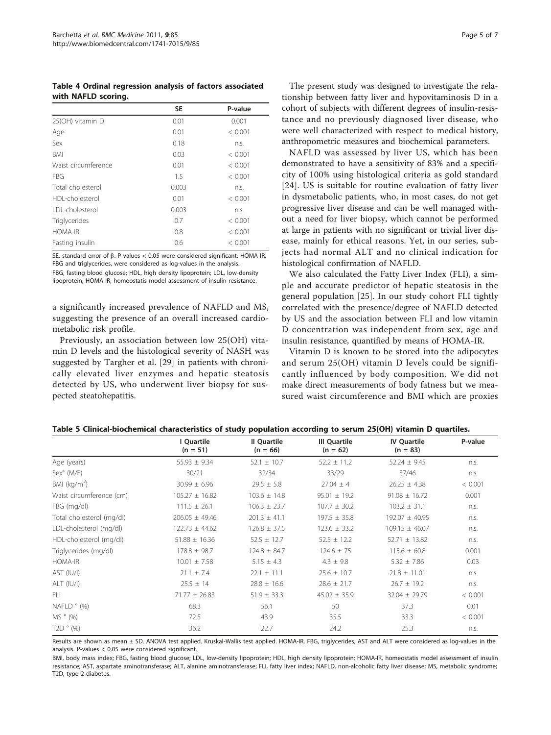**Table 4 Ordinal regression analysis of factors associated with NAFLD scoring.**

| | SE | P-value |
|---|---|---|
| 25(OH) vitamin D | 0.01 | 0.001 |
| Age | 0.01 | < 0.001 |
| Sex | 0.18 | n.s. |
| BMI | 0.03 | < 0.001 |
| Waist circumference | 0.01 | < 0.001 |
| FBG | 1.5 | < 0.001 |
| Total cholesterol | 0.003 | n.s. |
| HDL-cholesterol | 0.01 | < 0.001 |
| LDL-cholesterol | 0.003 | n.s. |
| Triglycerides | 0.7 | < 0.001 |
| HOMA-IR | 0.8 | < 0.001 |
| Fasting insulin | 0.6 | < 0.001 |

SE, standard error of β. P-values < 0.05 were considered significant. HOMA-IR, FBG and triglycerides, were considered as log-values in the analysis.
FBG, fasting blood glucose; HDL, high density lipoprotein; LDL, low-density lipoprotein; HOMA-IR, homeostatis model assessment of insulin resistance.

a significantly increased prevalence of NAFLD and MS, suggesting the presence of an overall increased cardiometabolic risk profile.

Previously, an association between low 25(OH) vitamin D levels and the histological severity of NASH was suggested by Targher et al. [29] in patients with chronically elevated liver enzymes and hepatic steatosis detected by US, who underwent liver biopsy for suspected steatohepatitis.

The present study was designed to investigate the relationship between fatty liver and hypovitaminosis D in a cohort of subjects with different degrees of insulin-resistance and no previously diagnosed liver disease, who were well characterized with respect to medical history, anthropometric measures and biochemical parameters.

NAFLD was assessed by liver US, which has been demonstrated to have a sensitivity of 83% and a specificity of 100% using histological criteria as gold standard [24]. US is suitable for routine evaluation of fatty liver in dysmetabolic patients, who, in most cases, do not get progressive liver disease and can be well managed without a need for liver biopsy, which cannot be performed at large in patients with no significant or trivial liver disease, mainly for ethical reasons. Yet, in our series, subjects had normal ALT and no clinical indication for histological confirmation of NAFLD.

We also calculated the Fatty Liver Index (FLI), a simple and accurate predictor of hepatic steatosis in the general population [25]. In our study cohort FLI tightly correlated with the presence/degree of NAFLD detected by US and the association between FLI and low vitamin D concentration was independent from sex, age and insulin resistance, quantified by means of HOMA-IR.

Vitamin D is known to be stored into the adipocytes and serum 25(OH) vitamin D levels could be significantly influenced by body composition. We did not make direct measurements of body fatness but we measured waist circumference and BMI which are proxies

**Table 5 Clinical-biochemical characteristics of study population according to serum 25(OH) vitamin D quartiles.**

| | I Quartile (n = 51) | II Quartile (n = 66) | III Quartile (n = 62) | IV Quartile (n = 83) | P-value |
|---|---|---|---|---|---|
| Age (years) | 55.93 ± 9.34 | 52.1 ± 10.7 | 52.2 ± 11.2 | 52.24 ± 9.45 | n.s. |
| Sex° (M/F) | 30/21 | 32/34 | 33/29 | 37/46 | n.s. |
| BMI (kg/m$^2$) | 30.99 ± 6.96 | 29.5 ± 5.8 | 27.04 ± 4 | 26.25 ± 4.38 | < 0.001 |
| Waist circumference (cm) | 105.27 ± 16.82 | 103.6 ± 14.8 | 95.01 ± 19.2 | 91.08 ± 16.72 | 0.001 |
| FBG (mg/dl) | 111.5 ± 26.1 | 106.3 ± 23.7 | 107.7 ± 30.2 | 103.2 ± 31.1 | n.s. |
| Total cholesterol (mg/dl) | 206.05 ± 49.46 | 201.3 ± 41.1 | 197.5 ± 35.8 | 192.07 ± 40.95 | n.s. |
| LDL-cholesterol (mg/dl) | 122.73 ± 44.62 | 126.8 ± 37.5 | 123.6 ± 33.2 | 109.15 ± 46.07 | n.s. |
| HDL-cholesterol (mg/dl) | 51.88 ± 16.36 | 52.5 ± 12.7 | 52.5 ± 12.2 | 52.71 ± 13.82 | n.s. |
| Triglycerides (mg/dl) | 178.8 ± 98.7 | 124.8 ± 84.7 | 124.6 ± 75 | 115.6 ± 60.8 | 0.001 |
| HOMA-IR | 10.01 ± 7.58 | 5.15 ± 4.3 | 4.3 ± 9.8 | 5.32 ± 7.86 | 0.03 |
| AST (IU/l) | 21.1 ± 7.4 | 22.1 ± 11.1 | 25.6 ± 10.7 | 21.8 ± 11.01 | n.s. |
| ALT (IU/l) | 25.5 ± 14 | 28.8 ± 16.6 | 28.6 ± 21.7 | 26.7 ± 19.2 | n.s. |
| FLI | 71.77 ± 26.83 | 51.9 ± 33.3 | 45.02 ± 35.9 | 32.04 ± 29.79 | < 0.001 |
| NAFLD ° (%) | 68.3 | 56.1 | 50 | 37.3 | 0.01 |
| MS ° (%) | 72.5 | 43.9 | 35.5 | 33.3 | < 0.001 |
| T2D ° (%) | 36.2 | 22.7 | 24.2 | 25.3 | n.s. |

Results are shown as mean ± SD. ANOVA test applied. Kruskal-Wallis test applied. HOMA-IR, FBG, triglycerides, AST and ALT were considered as log-values in the analysis. P-values < 0.05 were considered significant.
BMI, body mass index; FBG, fasting blood glucose; LDL, low-density lipoprotein; HDL, high density lipoprotein; HOMA-IR, homeostatis model assessment of insulin resistance; AST, aspartate aminotransferase; ALT, alanine aminotransferase; FLI, fatty liver index; NAFLD, non-alcoholic fatty liver disease; MS, metabolic syndrome; T2D, type 2 diabetes.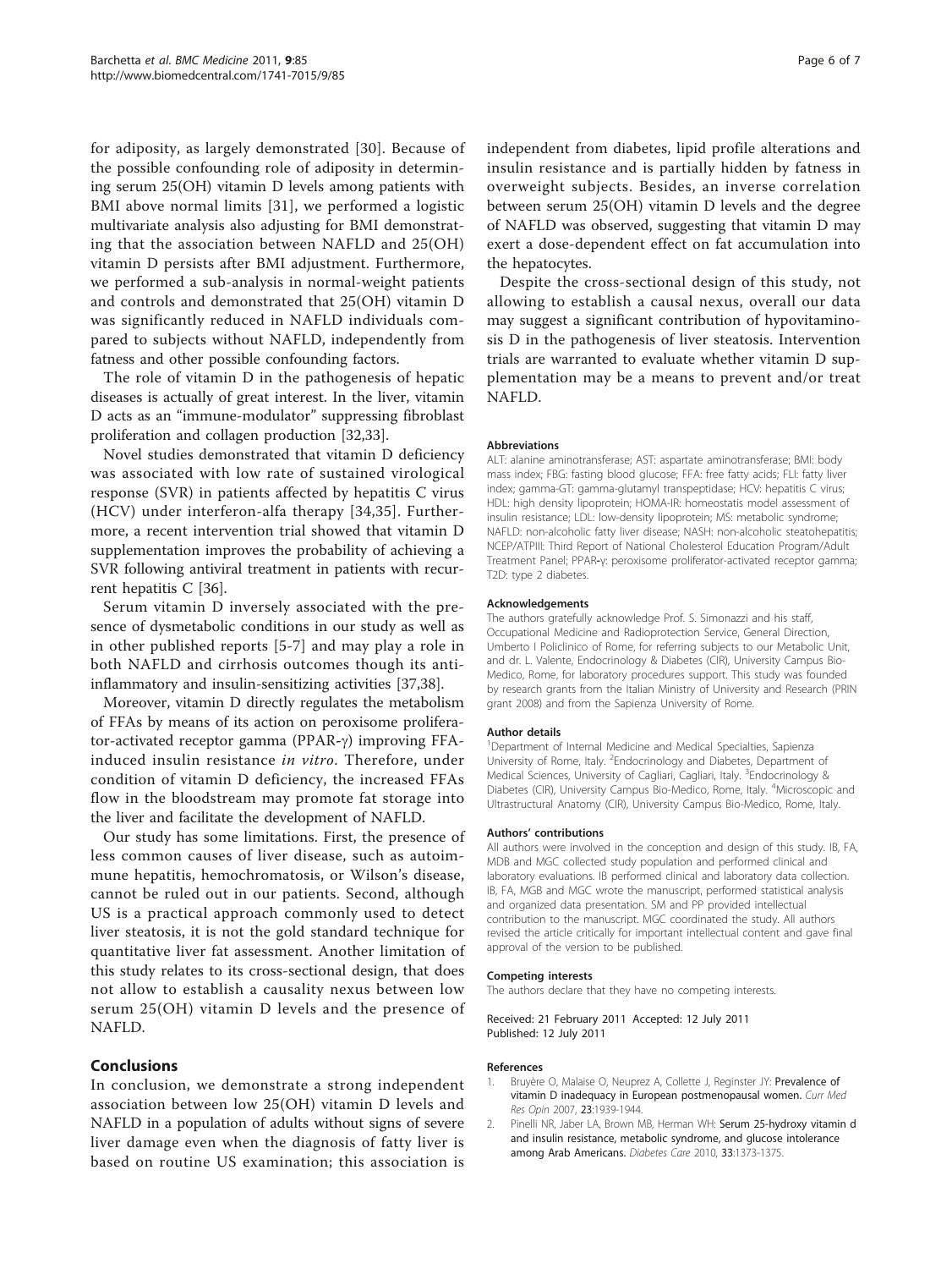for adiposity, as largely demonstrated [30]. Because of the possible confounding role of adiposity in determining serum 25(OH) vitamin D levels among patients with BMI above normal limits [31], we performed a logistic multivariate analysis also adjusting for BMI demonstrating that the association between NAFLD and 25(OH) vitamin D persists after BMI adjustment. Furthermore, we performed a sub-analysis in normal-weight patients and controls and demonstrated that 25(OH) vitamin D was significantly reduced in NAFLD individuals compared to subjects without NAFLD, independently from fatness and other possible confounding factors.

The role of vitamin D in the pathogenesis of hepatic diseases is actually of great interest. In the liver, vitamin D acts as an "immune-modulator" suppressing fibroblast proliferation and collagen production [32,33].

Novel studies demonstrated that vitamin D deficiency was associated with low rate of sustained virological response (SVR) in patients affected by hepatitis C virus (HCV) under interferon-alfa therapy [34,35]. Furthermore, a recent intervention trial showed that vitamin D supplementation improves the probability of achieving a SVR following antiviral treatment in patients with recurrent hepatitis C [36].

Serum vitamin D inversely associated with the presence of dysmetabolic conditions in our study as well as in other published reports [5-7] and may play a role in both NAFLD and cirrhosis outcomes though its anti-inflammatory and insulin-sensitizing activities [37,38].

Moreover, vitamin D directly regulates the metabolism of FFAs by means of its action on peroxisome proliferator-activated receptor gamma (PPAR-$\gamma$) improving FFA-induced insulin resistance *in vitro*. Therefore, under condition of vitamin D deficiency, the increased FFAs flow in the bloodstream may promote fat storage into the liver and facilitate the development of NAFLD.

Our study has some limitations. First, the presence of less common causes of liver disease, such as autoimmune hepatitis, hemochromatosis, or Wilson's disease, cannot be ruled out in our patients. Second, although US is a practical approach commonly used to detect liver steatosis, it is not the gold standard technique for quantitative liver fat assessment. Another limitation of this study relates to its cross-sectional design, that does not allow to establish a causality nexus between low serum 25(OH) vitamin D levels and the presence of NAFLD.

## Conclusions

In conclusion, we demonstrate a strong independent association between low 25(OH) vitamin D levels and NAFLD in a population of adults without signs of severe liver damage even when the diagnosis of fatty liver is based on routine US examination; this association is independent from diabetes, lipid profile alterations and insulin resistance and is partially hidden by fatness in overweight subjects. Besides, an inverse correlation between serum 25(OH) vitamin D levels and the degree of NAFLD was observed, suggesting that vitamin D may exert a dose-dependent effect on fat accumulation into the hepatocytes.

Despite the cross-sectional design of this study, not allowing to establish a causal nexus, overall our data may suggest a significant contribution of hypovitaminosis D in the pathogenesis of liver steatosis. Intervention trials are warranted to evaluate whether vitamin D supplementation may be a means to prevent and/or treat NAFLD.

#### Abbreviations

ALT: alanine aminotransferase; AST: aspartate aminotransferase; BMI: body mass index; FBG: fasting blood glucose; FFA: free fatty acids; FLI: fatty liver index; gamma-GT: gamma-glutamyl transpeptidase; HCV: hepatitis C virus; HDL: high density lipoprotein; HOMA-IR: homeostatis model assessment of insulin resistance; LDL: low-density lipoprotein; MS: metabolic syndrome; NAFLD: non-alcoholic fatty liver disease; NASH: non-alcoholic steatohepatitis; NCEP/ATPIII: Third Report of National Cholesterol Education Program/Adult Treatment Panel; PPAR-$\gamma$: peroxisome proliferator-activated receptor gamma; T2D: type 2 diabetes.

#### Acknowledgements

The authors gratefully acknowledge Prof. S. Simonazzi and his staff, Occupational Medicine and Radioprotection Service, General Direction, Umberto I Policlinico of Rome, for referring subjects to our Metabolic Unit, and dr. L. Valente, Endocrinology & Diabetes (CIR), University Campus Bio-Medico, Rome, for laboratory procedures support. This study was founded by research grants from the Italian Ministry of University and Research (PRIN grant 2008) and from the Sapienza University of Rome.

#### Author details

[1]Department of Internal Medicine and Medical Specialties, Sapienza University of Rome, Italy. [2]Endocrinology and Diabetes, Department of Medical Sciences, University of Cagliari, Cagliari, Italy. [3]Endocrinology & Diabetes (CIR), University Campus Bio-Medico, Rome, Italy. [4]Microscopic and Ultrastructural Anatomy (CIR), University Campus Bio-Medico, Rome, Italy.

#### Authors' contributions

All authors were involved in the conception and design of this study. IB, FA, MDB and MGC collected study population and performed clinical and laboratory evaluations. IB performed clinical and laboratory data collection. IB, FA, MGB and MGC wrote the manuscript, performed statistical analysis and organized data presentation. SM and PP provided intellectual contribution to the manuscript. MGC coordinated the study. All authors revised the article critically for important intellectual content and gave final approval of the version to be published.

#### Competing interests

The authors declare that they have no competing interests.

Received: 21 February 2011 Accepted: 12 July 2011
Published: 12 July 2011

#### References

1. Bruyère O, Malaise O, Neuprez A, Collette J, Reginster JY: **Prevalence of vitamin D inadequacy in European postmenopausal women.** *Curr Med Res Opin* 2007, **23**:1939-1944.
2. Pinelli NR, Jaber LA, Brown MB, Herman WH: **Serum 25-hydroxy vitamin d and insulin resistance, metabolic syndrome, and glucose intolerance among Arab Americans.** *Diabetes Care* 2010, **33**:1373-1375.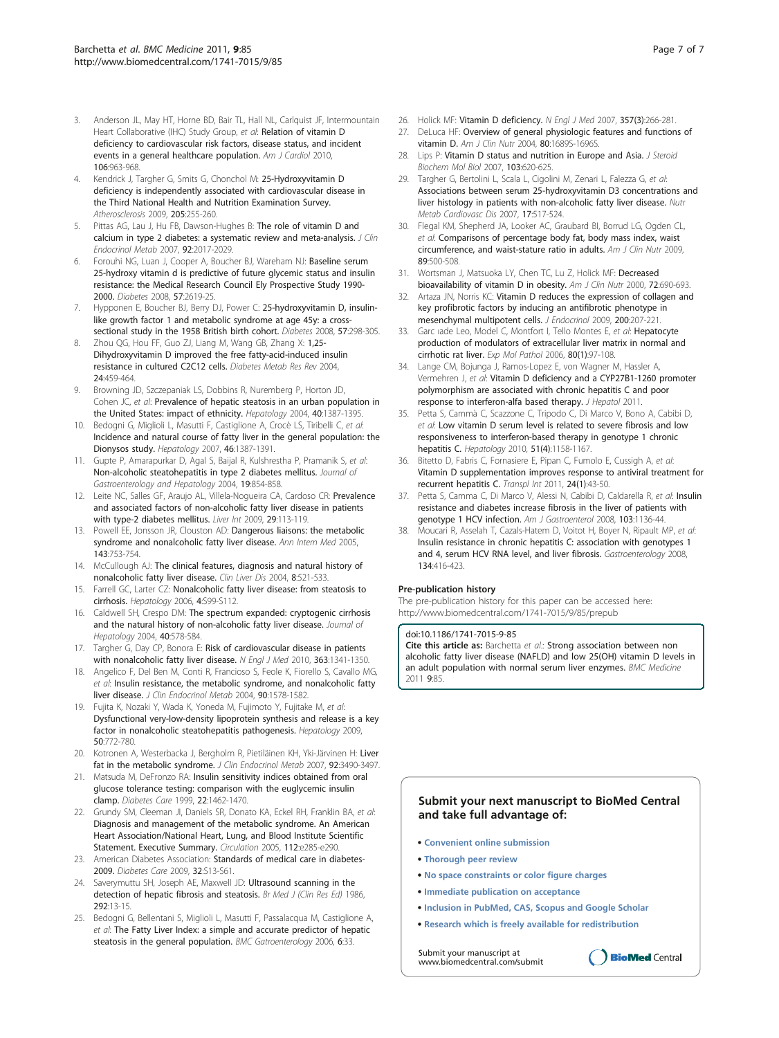3. Anderson JL, May HT, Horne BD, Bair TL, Hall NL, Carlquist JF, Intermountain Heart Collaborative (IHC) Study Group, *et al*: **Relation of vitamin D deficiency to cardiovascular risk factors, disease status, and incident events in a general healthcare population.** *Am J Cardiol* 2010, **106**:963-968.
4. Kendrick J, Targher G, Smits G, Chonchol M: **25-Hydroxyvitamin D deficiency is independently associated with cardiovascular disease in the Third National Health and Nutrition Examination Survey.** *Atherosclerosis* 2009, **205**:255-260.
5. Pittas AG, Lau J, Hu FB, Dawson-Hughes B: **The role of vitamin D and calcium in type 2 diabetes: a systematic review and meta-analysis.** *J Clin Endocrinol Metab* 2007, **92**:2017-2029.
6. Forouhi NG, Luan J, Cooper A, Boucher BJ, Wareham NJ: **Baseline serum 25-hydroxy vitamin d is predictive of future glycemic status and insulin resistance: the Medical Research Council Ely Prospective Study 1990-2000.** *Diabetes* 2008, **57**:2619-25.
7. Hypponen E, Boucher BJ, Berry DJ, Power C: **25-hydroxyvitamin D, insulin-like growth factor 1 and metabolic syndrome at age 45y: a cross-sectional study in the 1958 British birth cohort.** *Diabetes* 2008, **57**:298-305.
8. Zhou QG, Hou FF, Guo ZJ, Liang M, Wang GB, Zhang X: **1,25-Dihydroxyvitamin D improved the free fatty-acid-induced insulin resistance in cultured C2C12 cells.** *Diabetes Metab Res Rev* 2004, **24**:459-464.
9. Browning JD, Szczepaniak LS, Dobbins R, Nuremberg P, Horton JD, Cohen JC, *et al*: **Prevalence of hepatic steatosis in an urban population in the United States: impact of ethnicity.** *Hepatology* 2004, **40**:1387-1395.
10. Bedogni G, Miglioli L, Masutti F, Castiglione A, Crocè LS, Tiribelli C, *et al*: **Incidence and natural course of fatty liver in the general population: the Dionysos study.** *Hepatology* 2007, **46**:1387-1391.
11. Gupte P, Amarapurkar D, Agal S, Baijal R, Kulshrestha P, Pramanik S, *et al*: **Non-alcoholic steatohepatitis in type 2 diabetes mellitus.** *Journal of Gastroenterology and Hepatology* 2004, **19**:854-858.
12. Leite NC, Salles GF, Araujo AL, Villela-Nogueira CA, Cardoso CR: **Prevalence and associated factors of non-alcoholic fatty liver disease in patients with type-2 diabetes mellitus.** *Liver Int* 2009, **29**:113-119.
13. Powell EE, Jonsson JR, Clouston AD: **Dangerous liaisons: the metabolic syndrome and nonalcoholic fatty liver disease.** *Ann Intern Med* 2005, **143**:753-754.
14. McCullough AJ: **The clinical features, diagnosis and natural history of nonalcoholic fatty liver disease.** *Clin Liver Dis* 2004, **8**:521-533.
15. Farrell GC, Larter CZ: **Nonalcoholic fatty liver disease: from steatosis to cirrhosis.** *Hepatology* 2006, **4**:S99-S112.
16. Caldwell SH, Crespo DM: **The spectrum expanded: cryptogenic cirrhosis and the natural history of non-alcoholic fatty liver disease.** *Journal of Hepatology* 2004, **40**:578-584.
17. Targher G, Day CP, Bonora E: **Risk of cardiovascular disease in patients with nonalcoholic fatty liver disease.** *N Engl J Med* 2010, **363**:1341-1350.
18. Angelico F, Del Ben M, Conti R, Francioso S, Feole K, Fiorello S, Cavallo MG, *et al*: **Insulin resistance, the metabolic syndrome, and nonalcoholic fatty liver disease.** *J Clin Endocrinol Metab* 2004, **90**:1578-1582.
19. Fujita K, Nozaki Y, Wada K, Yoneda M, Fujimoto Y, Fujitake M, *et al*: **Dysfunctional very-low-density lipoprotein synthesis and release is a key factor in nonalcoholic steatohepatitis pathogenesis.** *Hepatology* 2009, **50**:772-780.
20. Kotronen A, Westerbacka J, Bergholm R, Pietiläinen KH, Yki-Järvinen H: **Liver fat in the metabolic syndrome.** *J Clin Endocrinol Metab* 2007, **92**:3490-3497.
21. Matsuda M, DeFronzo RA: **Insulin sensitivity indices obtained from oral glucose tolerance testing: comparison with the euglycemic insulin clamp.** *Diabetes Care* 1999, **22**:1462-1470.
22. Grundy SM, Cleeman JI, Daniels SR, Donato KA, Eckel RH, Franklin BA, *et al*: **Diagnosis and management of the metabolic syndrome. An American Heart Association/National Heart, Lung, and Blood Institute Scientific Statement. Executive Summary.** *Circulation* 2005, **112**:e285-e290.
23. American Diabetes Association: **Standards of medical care in diabetes-2009.** *Diabetes Care* 2009, **32**:S13-S61.
24. Saverymuttu SH, Joseph AE, Maxwell JD: **Ultrasound scanning in the detection of hepatic fibrosis and steatosis.** *Br Med J (Clin Res Ed)* 1986, **292**:13-15.
25. Bedogni G, Bellentani S, Miglioli L, Masutti F, Passalacqua M, Castiglione A, *et al*: **The Fatty Liver Index: a simple and accurate predictor of hepatic steatosis in the general population.** *BMC Gatroenterology* 2006, **6**:33.
26. Holick MF: **Vitamin D deficiency.** *N Engl J Med* 2007, **357(3)**:266-281.
27. DeLuca HF: **Overview of general physiologic features and functions of vitamin D.** *Am J Clin Nutr* 2004, **80**:1689S-1696S.
28. Lips P: **Vitamin D status and nutrition in Europe and Asia.** *J Steroid Biochem Mol Biol* 2007, **103**:620-625.
29. Targher G, Bertolini L, Scala L, Cigolini M, Zenari L, Falezza G, *et al*: **Associations between serum 25-hydroxyvitamin D3 concentrations and liver histology in patients with non-alcoholic fatty liver disease.** *Nutr Metab Cardiovasc Dis* 2007, **17**:517-524.
30. Flegal KM, Shepherd JA, Looker AC, Graubard BI, Borrud LG, Ogden CL, *et al*: **Comparisons of percentage body fat, body mass index, waist circumference, and waist-stature ratio in adults.** *Am J Clin Nutr* 2009, **89**:500-508.
31. Wortsman J, Matsuoka LY, Chen TC, Lu Z, Holick MF: **Decreased bioavailability of vitamin D in obesity.** *Am J Clin Nutr* 2000, **72**:690-693.
32. Artaza JN, Norris KC: **Vitamin D reduces the expression of collagen and key profibrotic factors by inducing an antifibrotic phenotype in mesenchymal multipotent cells.** *J Endocrinol* 2009, **200**:207-221.
33. Garc ıade Leo, Model C, Montfort I, Tello Montes E, *et al*: **Hepatocyte production of modulators of extracellular liver matrix in normal and cirrhotic rat liver.** *Exp Mol Pathol* 2006, **80(1)**:97-108.
34. Lange CM, Bojunga J, Ramos-Lopez E, von Wagner M, Hassler A, Vermehren J, *et al*: **Vitamin D deficiency and a CYP27B1-1260 promoter polymorphism are associated with chronic hepatitis C and poor response to interferon-alfa based therapy.** *J Hepatol* 2011.
35. Petta S, Cammà C, Scazzone C, Tripodo C, Di Marco V, Bono A, Cabibi D, *et al*: **Low vitamin D serum level is related to severe fibrosis and low responsiveness to interferon-based therapy in genotype 1 chronic hepatitis C.** *Hepatology* 2010, **51(4)**:1158-1167.
36. Bitetto D, Fabris C, Fornasiere E, Pipan C, Fumolo E, Cussigh A, *et al*: **Vitamin D supplementation improves response to antiviral treatment for recurrent hepatitis C.** *Transpl Int* 2011, **24(1)**:43-50.
37. Petta S, Camma C, Di Marco V, Alessi N, Cabibi D, Caldarella R, *et al*: **Insulin resistance and diabetes increase fibrosis in the liver of patients with genotype 1 HCV infection.** *Am J Gastroenterol* 2008, **103**:1136-44.
38. Moucari R, Asselah T, Cazals-Hatem D, Voitot H, Boyer N, Ripault MP, *et al*: **Insulin resistance in chronic hepatitis C: association with genotypes 1 and 4, serum HCV RNA level, and liver fibrosis.** *Gastroenterology* 2008, **134**:416-423.

### Pre-publication history

The pre-publication history for this paper can be accessed here:
http://www.biomedcentral.com/1741-7015/9/85/prepub

doi:10.1186/1741-7015-9-85

**Cite this article as:** Barchetta *et al.*: Strong association between non alcoholic fatty liver disease (NAFLD) and low 25(OH) vitamin D levels in an adult population with normal serum liver enzymes. *BMC Medicine* 2011 **9**:85.

**Submit your next manuscript to BioMed Central and take full advantage of:**

- **Convenient online submission**
- **Thorough peer review**
- **No space constraints or color figure charges**
- **Immediate publication on acceptance**
- **Inclusion in PubMed, CAS, Scopus and Google Scholar**
- **Research which is freely available for redistribution**

Submit your manuscript at
www.biomedcentral.com/submit

BioMed Central